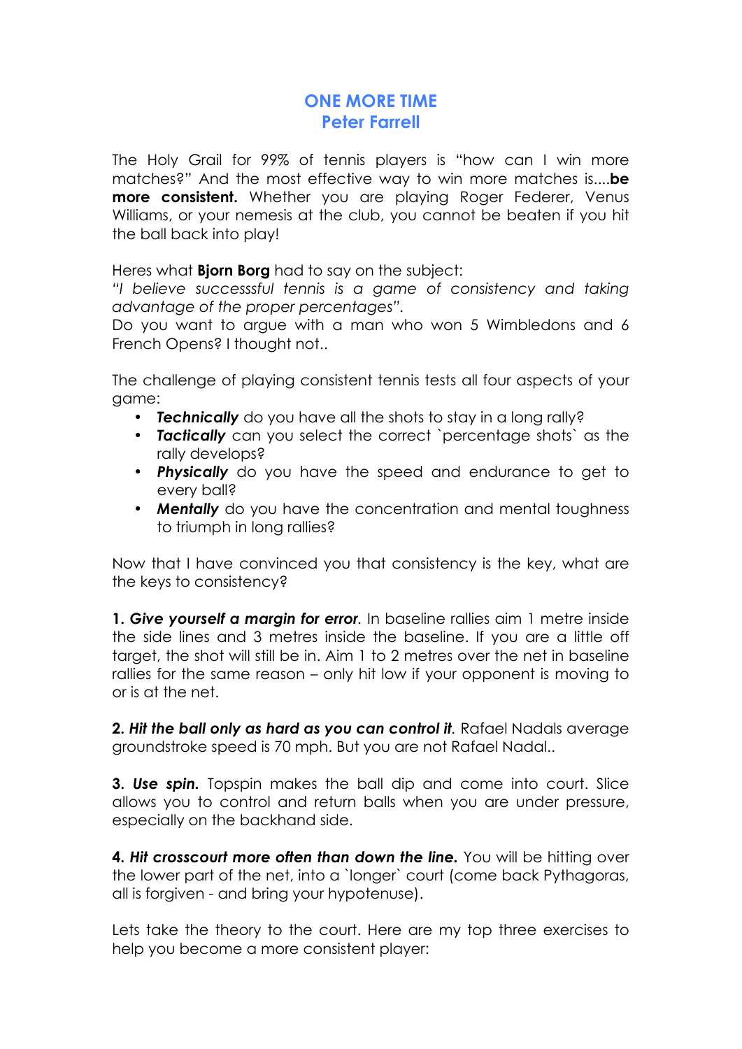# ONE MORE TIME
## Peter Farrell

The Holy Grail for 99% of tennis players is "how can I win more matches?" And the most effective way to win more matches is....**be more consistent.** Whether you are playing Roger Federer, Venus Williams, or your nemesis at the club, you cannot be beaten if you hit the ball back into play!

Heres what **Bjorn Borg** had to say on the subject:
*"I believe successsful tennis is a game of consistency and taking advantage of the proper percentages".*
Do you want to argue with a man who won 5 Wimbledons and 6 French Opens? I thought not..

The challenge of playing consistent tennis tests all four aspects of your game:

- ***Technically*** do you have all the shots to stay in a long rally?
- ***Tactically*** can you select the correct `percentage shots` as the rally develops?
- ***Physically*** do you have the speed and endurance to get to every ball?
- ***Mentally*** do you have the concentration and mental toughness to triumph in long rallies?

Now that I have convinced you that consistency is the key, what are the keys to consistency?

**1. *Give yourself a margin for error*.** In baseline rallies aim 1 metre inside the side lines and 3 metres inside the baseline. If you are a little off target, the shot will still be in. Aim 1 to 2 metres over the net in baseline rallies for the same reason – only hit low if your opponent is moving to or is at the net.

**2. *Hit the ball only as hard as you can control it*.** Rafael Nadals average groundstroke speed is 70 mph. But you are not Rafael Nadal..

**3. *Use spin.*** Topspin makes the ball dip and come into court. Slice allows you to control and return balls when you are under pressure, especially on the backhand side.

**4. *Hit crosscourt more often than down the line.*** You will be hitting over the lower part of the net, into a `longer` court (come back Pythagoras, all is forgiven - and bring your hypotenuse).

Lets take the theory to the court. Here are my top three exercises to help you become a more consistent player: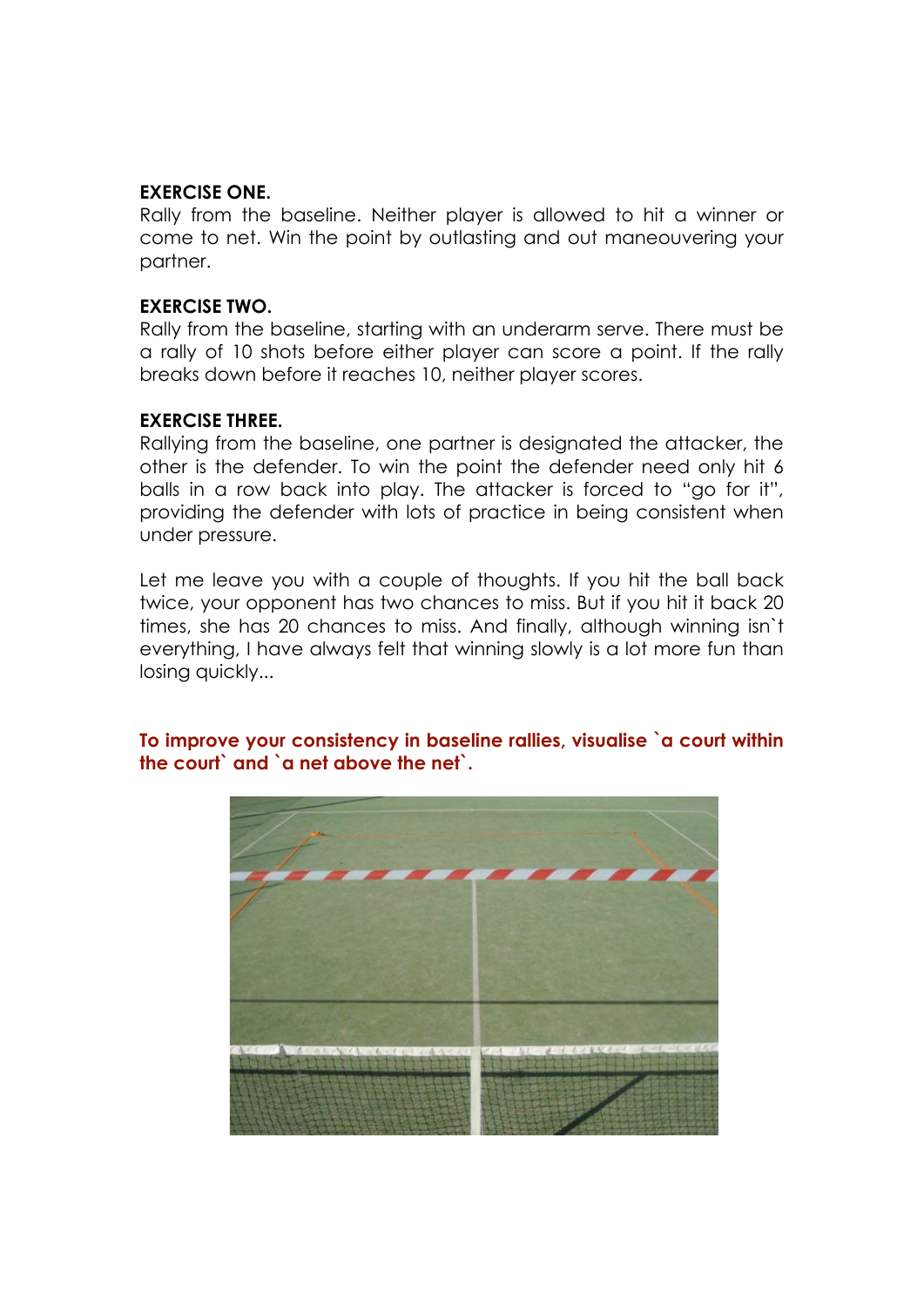**EXERCISE ONE.**
Rally from the baseline. Neither player is allowed to hit a winner or come to net. Win the point by outlasting and out maneouvering your partner.

**EXERCISE TWO.**
Rally from the baseline, starting with an underarm serve. There must be a rally of 10 shots before either player can score a point. If the rally breaks down before it reaches 10, neither player scores.

**EXERCISE THREE.**
Rallying from the baseline, one partner is designated the attacker, the other is the defender. To win the point the defender need only hit 6 balls in a row back into play. The attacker is forced to "go for it", providing the defender with lots of practice in being consistent when under pressure.

Let me leave you with a couple of thoughts. If you hit the ball back twice, your opponent has two chances to miss. But if you hit it back 20 times, she has 20 chances to miss. And finally, although winning isn`t everything, I have always felt that winning slowly is a lot more fun than losing quickly...

**To improve your consistency in baseline rallies, visualise `a court within the court` and `a net above the net`.**